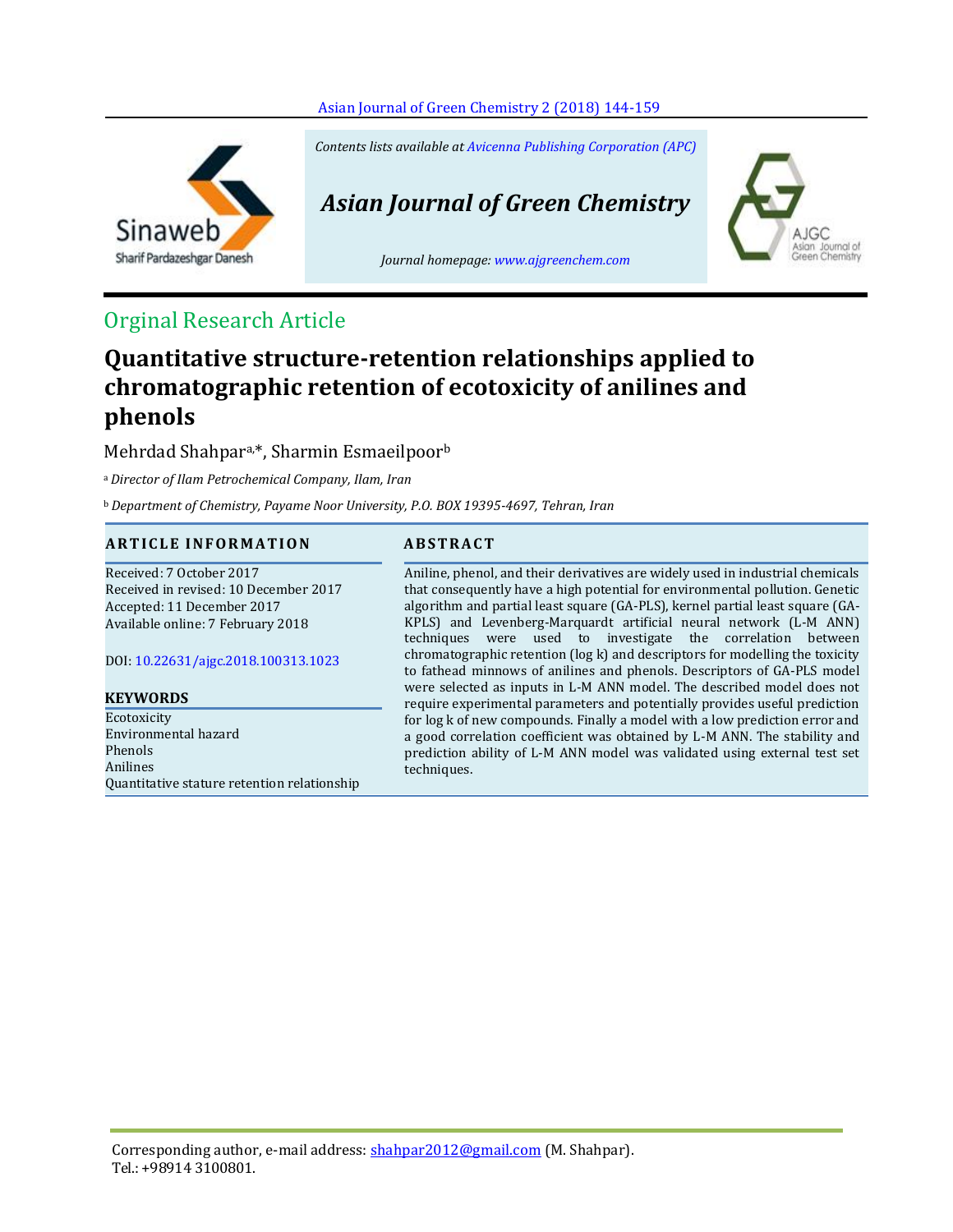Contents lists available at Avicenna Publishing Corporation (APC)

Asian Journal of Green Chemistry

Journal homepage: www.ajgreenchem.com

Orginal Research Article

# Quantitative structure-retention relationships applied to chromatographic retention of ecotoxicity of anilines and phenols

Mehrdad Shahpar[a,*], Sharmin Esmaeilpoor[b]

[a] *Director of Ilam Petrochemical Company, Ilam, Iran*

[b] *Department of Chemistry, Payame Noor University, P.O. BOX 19395-4697, Tehran, Iran*

## ARTICLE INFORMATION

Received: 7 October 2017
Received in revised: 10 December 2017
Accepted: 11 December 2017
Available online: 7 February 2018

DOI: 10.22631/ajgc.2018.100313.1023

**KEYWORDS**

Ecotoxicity
Environmental hazard
Phenols
Anilines
Quantitative stature retention relationship

## ABSTRACT

Aniline, phenol, and their derivatives are widely used in industrial chemicals that consequently have a high potential for environmental pollution. Genetic algorithm and partial least square (GA-PLS), kernel partial least square (GA-KPLS) and Levenberg-Marquardt artificial neural network (L-M ANN) techniques were used to investigate the correlation between chromatographic retention (log k) and descriptors for modelling the toxicity to fathead minnows of anilines and phenols. Descriptors of GA-PLS model were selected as inputs in L-M ANN model. The described model does not require experimental parameters and potentially provides useful prediction for log k of new compounds. Finally a model with a low prediction error and a good correlation coefficient was obtained by L-M ANN. The stability and prediction ability of L-M ANN model was validated using external test set techniques.

Corresponding author, e-mail address: shahpar2012@gmail.com (M. Shahpar).
Tel.: +98914 3100801.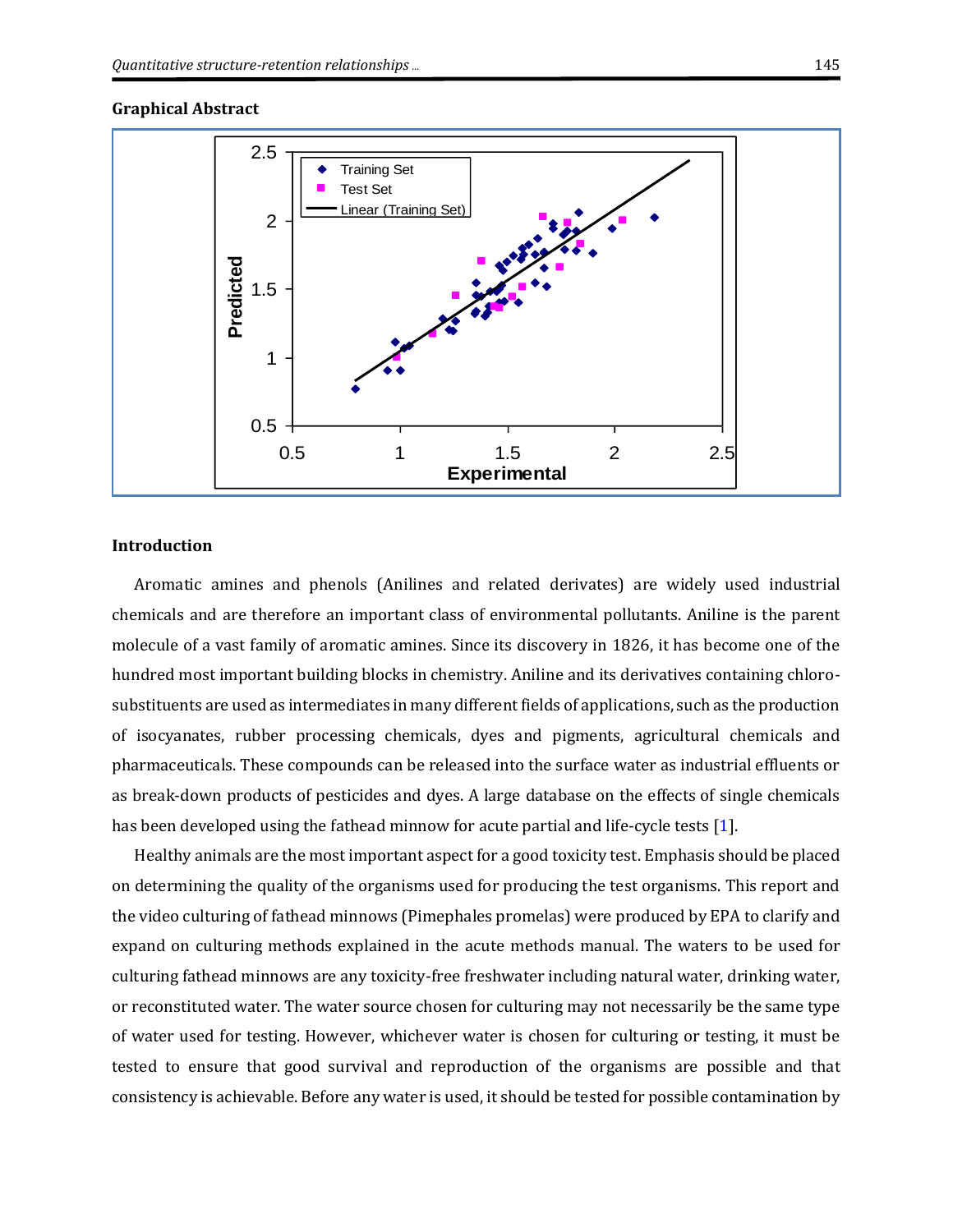**Graphical Abstract**

**Introduction**

Aromatic amines and phenols (Anilines and related derivates) are widely used industrial chemicals and are therefore an important class of environmental pollutants. Aniline is the parent molecule of a vast family of aromatic amines. Since its discovery in 1826, it has become one of the hundred most important building blocks in chemistry. Aniline and its derivatives containing chloro-substituents are used as intermediates in many different fields of applications, such as the production of isocyanates, rubber processing chemicals, dyes and pigments, agricultural chemicals and pharmaceuticals. These compounds can be released into the surface water as industrial effluents or as break-down products of pesticides and dyes. A large database on the effects of single chemicals has been developed using the fathead minnow for acute partial and life-cycle tests [1].

Healthy animals are the most important aspect for a good toxicity test. Emphasis should be placed on determining the quality of the organisms used for producing the test organisms. This report and the video culturing of fathead minnows (Pimephales promelas) were produced by EPA to clarify and expand on culturing methods explained in the acute methods manual. The waters to be used for culturing fathead minnows are any toxicity-free freshwater including natural water, drinking water, or reconstituted water. The water source chosen for culturing may not necessarily be the same type of water used for testing. However, whichever water is chosen for culturing or testing, it must be tested to ensure that good survival and reproduction of the organisms are possible and that consistency is achievable. Before any water is used, it should be tested for possible contamination by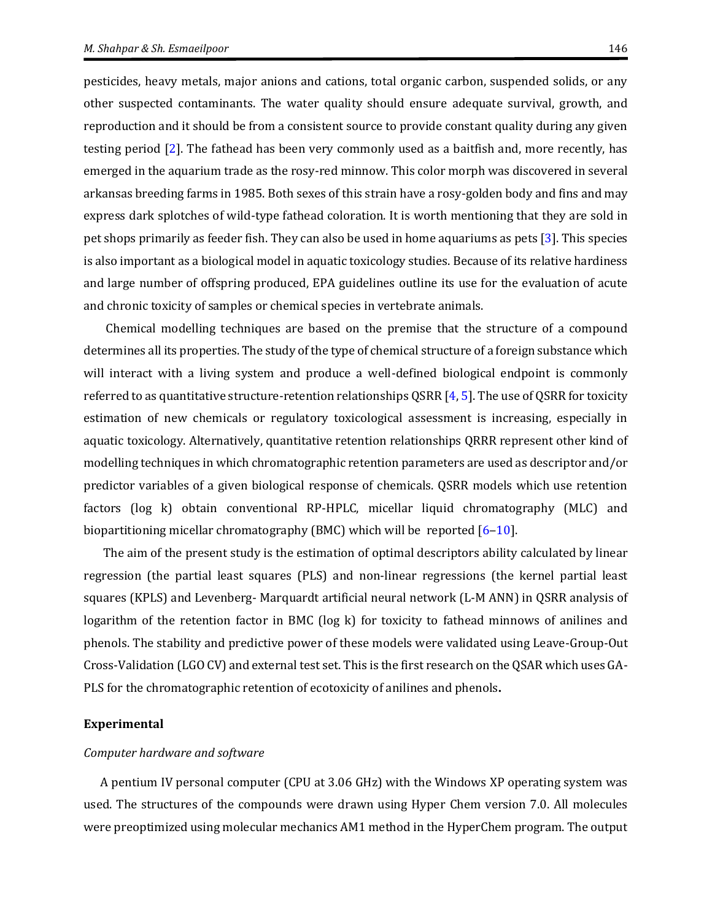pesticides, heavy metals, major anions and cations, total organic carbon, suspended solids, or any other suspected contaminants. The water quality should ensure adequate survival, growth, and reproduction and it should be from a consistent source to provide constant quality during any given testing period [2]. The fathead has been very commonly used as a baitfish and, more recently, has emerged in the aquarium trade as the rosy-red minnow. This color morph was discovered in several arkansas breeding farms in 1985. Both sexes of this strain have a rosy-golden body and fins and may express dark splotches of wild-type fathead coloration. It is worth mentioning that they are sold in pet shops primarily as feeder fish. They can also be used in home aquariums as pets [3]. This species is also important as a biological model in aquatic toxicology studies. Because of its relative hardiness and large number of offspring produced, EPA guidelines outline its use for the evaluation of acute and chronic toxicity of samples or chemical species in vertebrate animals.

Chemical modelling techniques are based on the premise that the structure of a compound determines all its properties. The study of the type of chemical structure of a foreign substance which will interact with a living system and produce a well-defined biological endpoint is commonly referred to as quantitative structure-retention relationships QSRR [4, 5]. The use of QSRR for toxicity estimation of new chemicals or regulatory toxicological assessment is increasing, especially in aquatic toxicology. Alternatively, quantitative retention relationships QRRR represent other kind of modelling techniques in which chromatographic retention parameters are used as descriptor and/or predictor variables of a given biological response of chemicals. QSRR models which use retention factors (log k) obtain conventional RP-HPLC, micellar liquid chromatography (MLC) and biopartitioning micellar chromatography (BMC) which will be reported [6–10].

The aim of the present study is the estimation of optimal descriptors ability calculated by linear regression (the partial least squares (PLS) and non-linear regressions (the kernel partial least squares (KPLS) and Levenberg- Marquardt artificial neural network (L-M ANN) in QSRR analysis of logarithm of the retention factor in BMC (log k) for toxicity to fathead minnows of anilines and phenols. The stability and predictive power of these models were validated using Leave-Group-Out Cross-Validation (LGO CV) and external test set. This is the first research on the QSAR which uses GA-PLS for the chromatographic retention of ecotoxicity of anilines and phenols**.**

## Experimental

### *Computer hardware and software*

A pentium IV personal computer (CPU at 3.06 GHz) with the Windows XP operating system was used. The structures of the compounds were drawn using Hyper Chem version 7.0. All molecules were preoptimized using molecular mechanics AM1 method in the HyperChem program. The output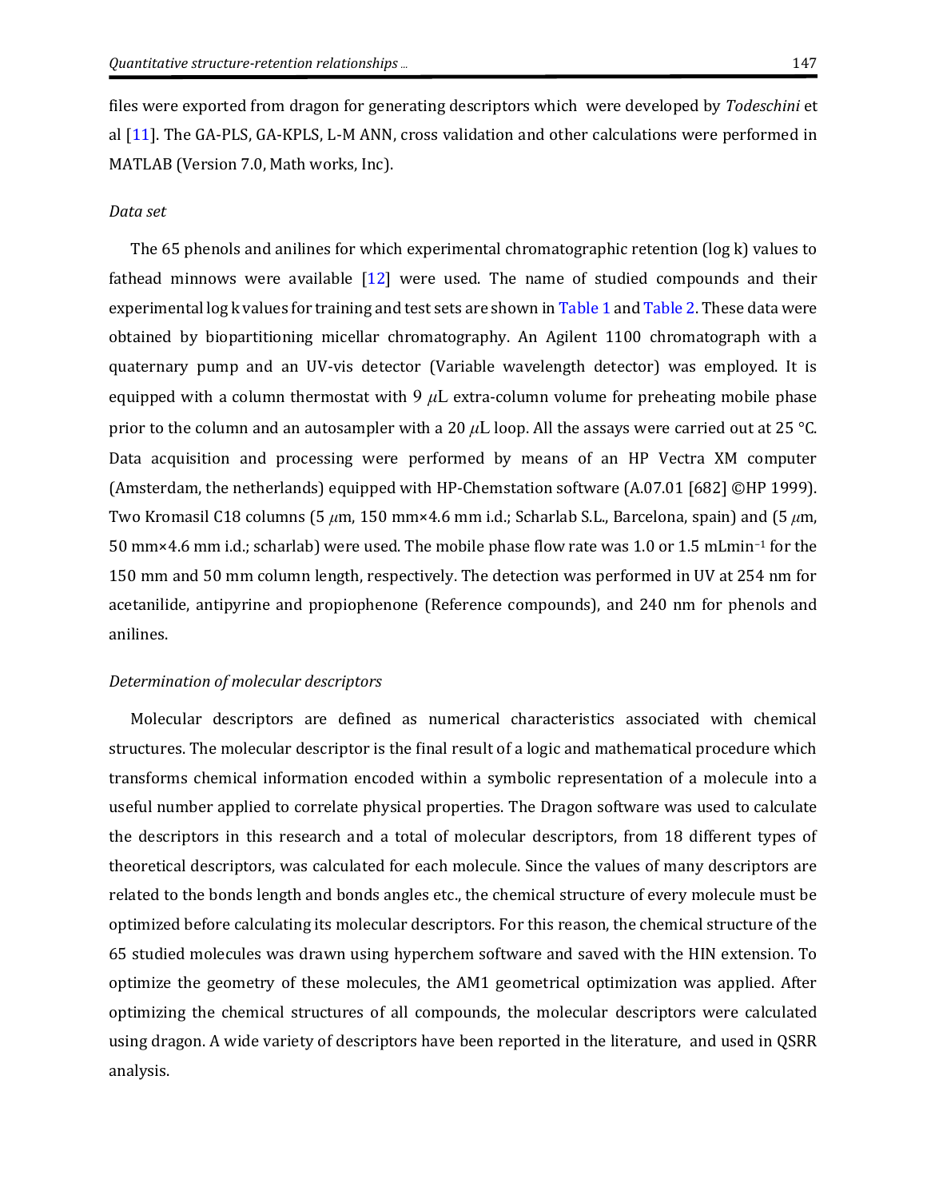files were exported from dragon for generating descriptors which were developed by *Todeschini* et al [11]. The GA-PLS, GA-KPLS, L-M ANN, cross validation and other calculations were performed in MATLAB (Version 7.0, Math works, Inc).

*Data set*

The 65 phenols and anilines for which experimental chromatographic retention (log k) values to fathead minnows were available [12] were used. The name of studied compounds and their experimental log k values for training and test sets are shown in Table 1 and Table 2. These data were obtained by biopartitioning micellar chromatography. An Agilent 1100 chromatograph with a quaternary pump and an UV-vis detector (Variable wavelength detector) was employed. It is equipped with a column thermostat with 9 $\mu$L extra-column volume for preheating mobile phase prior to the column and an autosampler with a 20 $\mu$L loop. All the assays were carried out at 25 °C. Data acquisition and processing were performed by means of an HP Vectra XM computer (Amsterdam, the netherlands) equipped with HP-Chemstation software (A.07.01 [682] ©HP 1999). Two Kromasil C18 columns (5 $\mu$m, 150 mm×4.6 mm i.d.; Scharlab S.L., Barcelona, spain) and (5 $\mu$m, 50 mm×4.6 mm i.d.; scharlab) were used. The mobile phase flow rate was 1.0 or 1.5 mLmin$^{-1}$ for the 150 mm and 50 mm column length, respectively. The detection was performed in UV at 254 nm for acetanilide, antipyrine and propiophenone (Reference compounds), and 240 nm for phenols and anilines.

*Determination of molecular descriptors*

Molecular descriptors are defined as numerical characteristics associated with chemical structures. The molecular descriptor is the final result of a logic and mathematical procedure which transforms chemical information encoded within a symbolic representation of a molecule into a useful number applied to correlate physical properties. The Dragon software was used to calculate the descriptors in this research and a total of molecular descriptors, from 18 different types of theoretical descriptors, was calculated for each molecule. Since the values of many descriptors are related to the bonds length and bonds angles etc., the chemical structure of every molecule must be optimized before calculating its molecular descriptors. For this reason, the chemical structure of the 65 studied molecules was drawn using hyperchem software and saved with the HIN extension. To optimize the geometry of these molecules, the AM1 geometrical optimization was applied. After optimizing the chemical structures of all compounds, the molecular descriptors were calculated using dragon. A wide variety of descriptors have been reported in the literature, and used in QSRR analysis.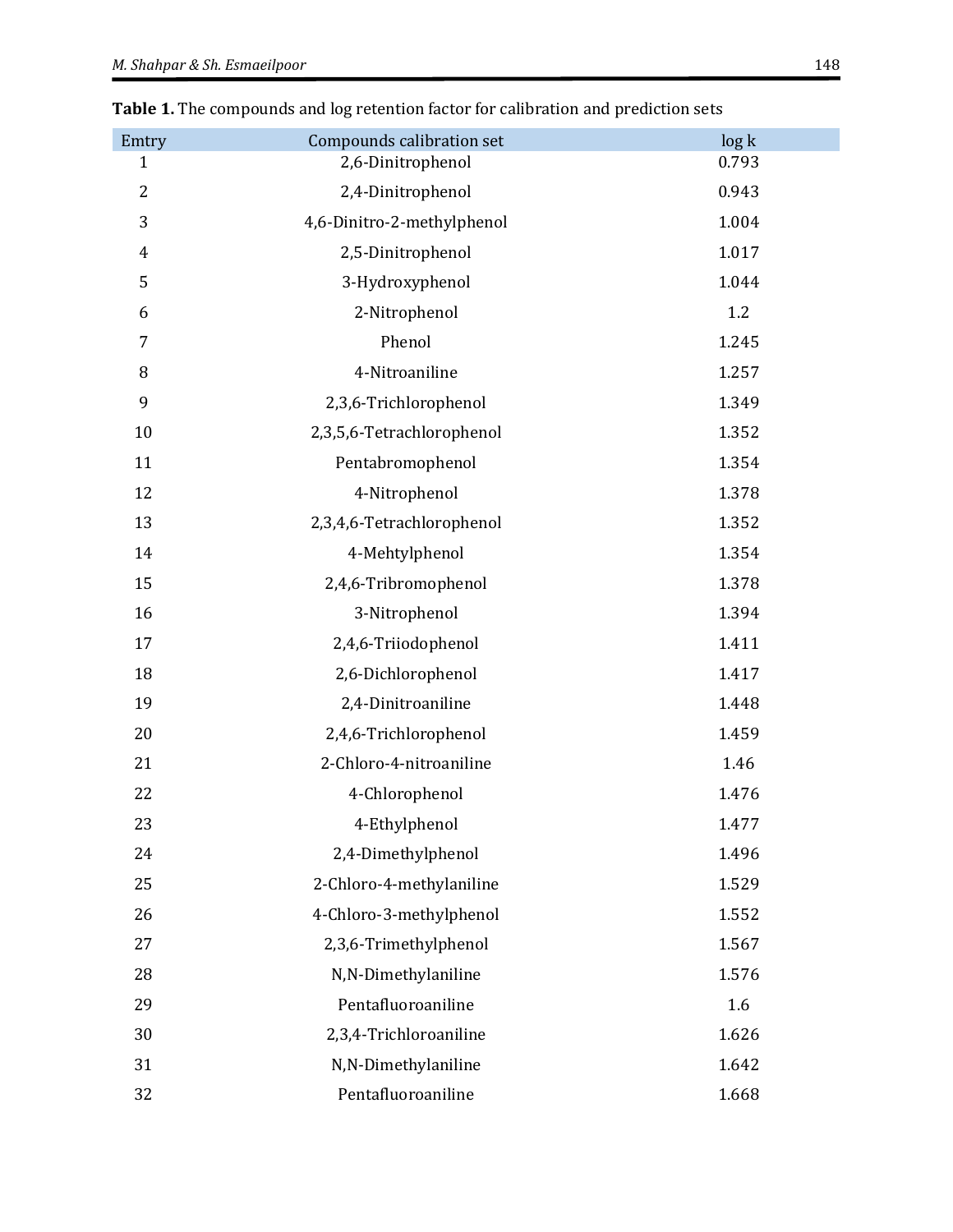**Table 1.** The compounds and log retention factor for calibration and prediction sets

| Emtry | Compounds calibration set | log k |
|---|---|---|
| 1 | 2,6-Dinitrophenol | 0.793 |
| 2 | 2,4-Dinitrophenol | 0.943 |
| 3 | 4,6-Dinitro-2-methylphenol | 1.004 |
| 4 | 2,5-Dinitrophenol | 1.017 |
| 5 | 3-Hydroxyphenol | 1.044 |
| 6 | 2-Nitrophenol | 1.2 |
| 7 | Phenol | 1.245 |
| 8 | 4-Nitroaniline | 1.257 |
| 9 | 2,3,6-Trichlorophenol | 1.349 |
| 10 | 2,3,5,6-Tetrachlorophenol | 1.352 |
| 11 | Pentabromophenol | 1.354 |
| 12 | 4-Nitrophenol | 1.378 |
| 13 | 2,3,4,6-Tetrachlorophenol | 1.352 |
| 14 | 4-Mehtylphenol | 1.354 |
| 15 | 2,4,6-Tribromophenol | 1.378 |
| 16 | 3-Nitrophenol | 1.394 |
| 17 | 2,4,6-Triiodophenol | 1.411 |
| 18 | 2,6-Dichlorophenol | 1.417 |
| 19 | 2,4-Dinitroaniline | 1.448 |
| 20 | 2,4,6-Trichlorophenol | 1.459 |
| 21 | 2-Chloro-4-nitroaniline | 1.46 |
| 22 | 4-Chlorophenol | 1.476 |
| 23 | 4-Ethylphenol | 1.477 |
| 24 | 2,4-Dimethylphenol | 1.496 |
| 25 | 2-Chloro-4-methylaniline | 1.529 |
| 26 | 4-Chloro-3-methylphenol | 1.552 |
| 27 | 2,3,6-Trimethylphenol | 1.567 |
| 28 | N,N-Dimethylaniline | 1.576 |
| 29 | Pentafluoroaniline | 1.6 |
| 30 | 2,3,4-Trichloroaniline | 1.626 |
| 31 | N,N-Dimethylaniline | 1.642 |
| 32 | Pentafluoroaniline | 1.668 |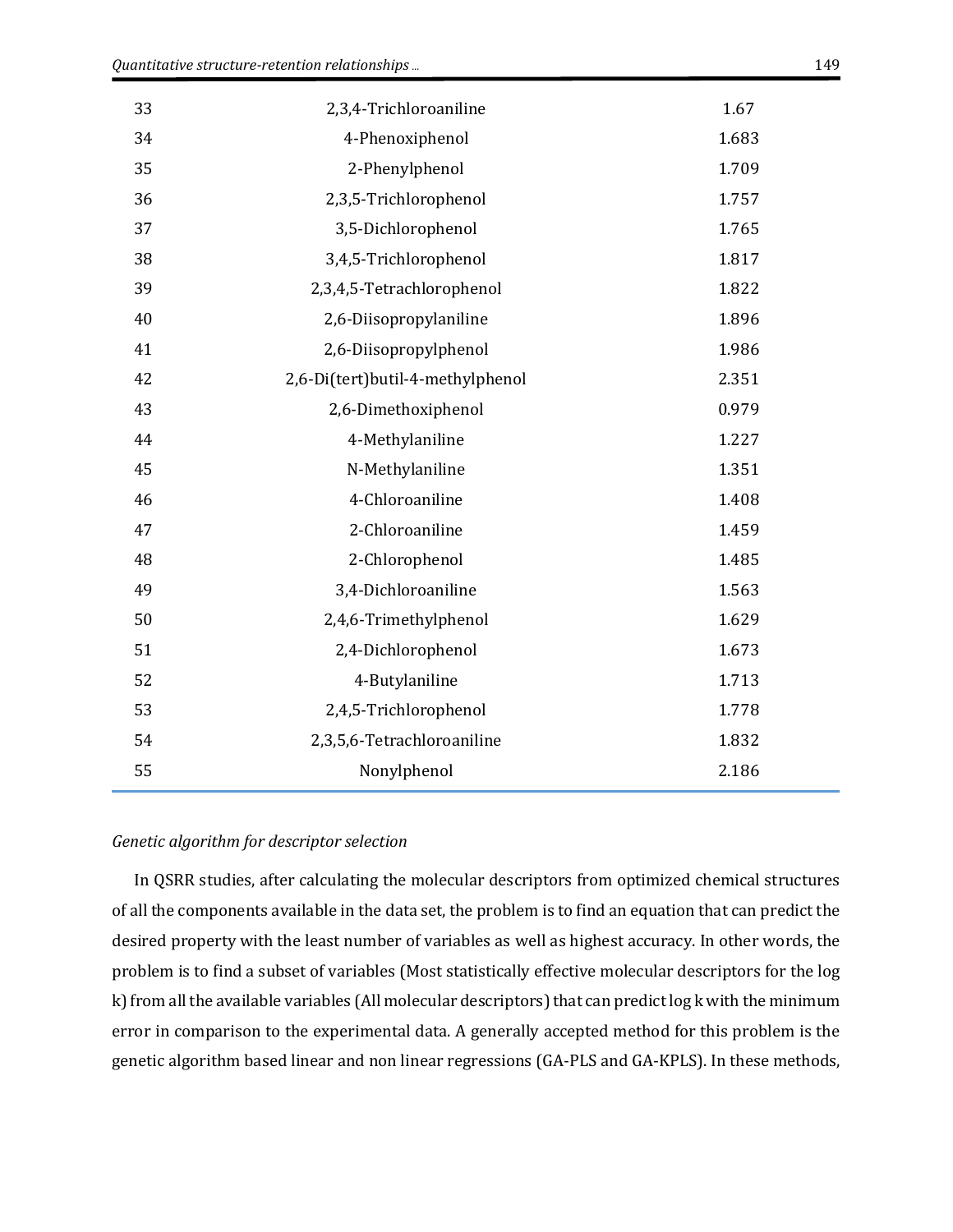| | | |
|---|---|---|
| 33 | 2,3,4-Trichloroaniline | 1.67 |
| 34 | 4-Phenoxiphenol | 1.683 |
| 35 | 2-Phenylphenol | 1.709 |
| 36 | 2,3,5-Trichlorophenol | 1.757 |
| 37 | 3,5-Dichlorophenol | 1.765 |
| 38 | 3,4,5-Trichlorophenol | 1.817 |
| 39 | 2,3,4,5-Tetrachlorophenol | 1.822 |
| 40 | 2,6-Diisopropylaniline | 1.896 |
| 41 | 2,6-Diisopropylphenol | 1.986 |
| 42 | 2,6-Di(tert)butil-4-methylphenol | 2.351 |
| 43 | 2,6-Dimethoxiphenol | 0.979 |
| 44 | 4-Methylaniline | 1.227 |
| 45 | N-Methylaniline | 1.351 |
| 46 | 4-Chloroaniline | 1.408 |
| 47 | 2-Chloroaniline | 1.459 |
| 48 | 2-Chlorophenol | 1.485 |
| 49 | 3,4-Dichloroaniline | 1.563 |
| 50 | 2,4,6-Trimethylphenol | 1.629 |
| 51 | 2,4-Dichlorophenol | 1.673 |
| 52 | 4-Butylaniline | 1.713 |
| 53 | 2,4,5-Trichlorophenol | 1.778 |
| 54 | 2,3,5,6-Tetrachloroaniline | 1.832 |
| 55 | Nonylphenol | 2.186 |

*Genetic algorithm for descriptor selection*

In QSRR studies, after calculating the molecular descriptors from optimized chemical structures of all the components available in the data set, the problem is to find an equation that can predict the desired property with the least number of variables as well as highest accuracy. In other words, the problem is to find a subset of variables (Most statistically effective molecular descriptors for the log k) from all the available variables (All molecular descriptors) that can predict log k with the minimum error in comparison to the experimental data. A generally accepted method for this problem is the genetic algorithm based linear and non linear regressions (GA-PLS and GA-KPLS). In these methods,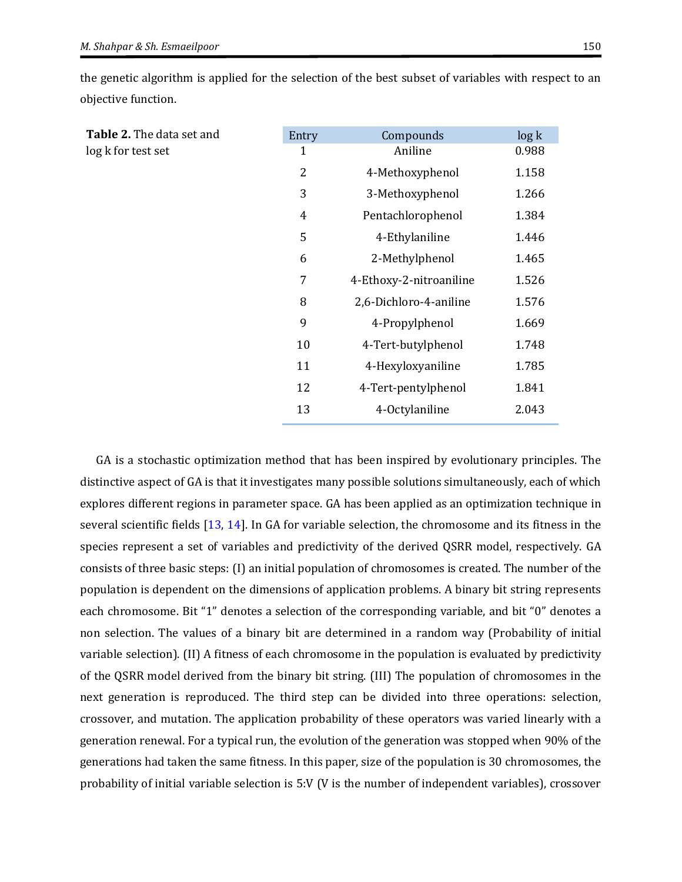the genetic algorithm is applied for the selection of the best subset of variables with respect to an objective function.

**Table 2.** The data set and log k for test set

| Entry | Compounds | log k |
|---|---|---|
| 1 | Aniline | 0.988 |
| 2 | 4-Methoxyphenol | 1.158 |
| 3 | 3-Methoxyphenol | 1.266 |
| 4 | Pentachlorophenol | 1.384 |
| 5 | 4-Ethylaniline | 1.446 |
| 6 | 2-Methylphenol | 1.465 |
| 7 | 4-Ethoxy-2-nitroaniline | 1.526 |
| 8 | 2,6-Dichloro-4-aniline | 1.576 |
| 9 | 4-Propylphenol | 1.669 |
| 10 | 4-Tert-butylphenol | 1.748 |
| 11 | 4-Hexyloxyaniline | 1.785 |
| 12 | 4-Tert-pentylphenol | 1.841 |
| 13 | 4-Octylaniline | 2.043 |

GA is a stochastic optimization method that has been inspired by evolutionary principles. The distinctive aspect of GA is that it investigates many possible solutions simultaneously, each of which explores different regions in parameter space. GA has been applied as an optimization technique in several scientific fields [13, 14]. In GA for variable selection, the chromosome and its fitness in the species represent a set of variables and predictivity of the derived QSRR model, respectively. GA consists of three basic steps: (I) an initial population of chromosomes is created. The number of the population is dependent on the dimensions of application problems. A binary bit string represents each chromosome. Bit "1" denotes a selection of the corresponding variable, and bit "0" denotes a non selection. The values of a binary bit are determined in a random way (Probability of initial variable selection). (II) A fitness of each chromosome in the population is evaluated by predictivity of the QSRR model derived from the binary bit string. (III) The population of chromosomes in the next generation is reproduced. The third step can be divided into three operations: selection, crossover, and mutation. The application probability of these operators was varied linearly with a generation renewal. For a typical run, the evolution of the generation was stopped when 90% of the generations had taken the same fitness. In this paper, size of the population is 30 chromosomes, the probability of initial variable selection is 5:V (V is the number of independent variables), crossover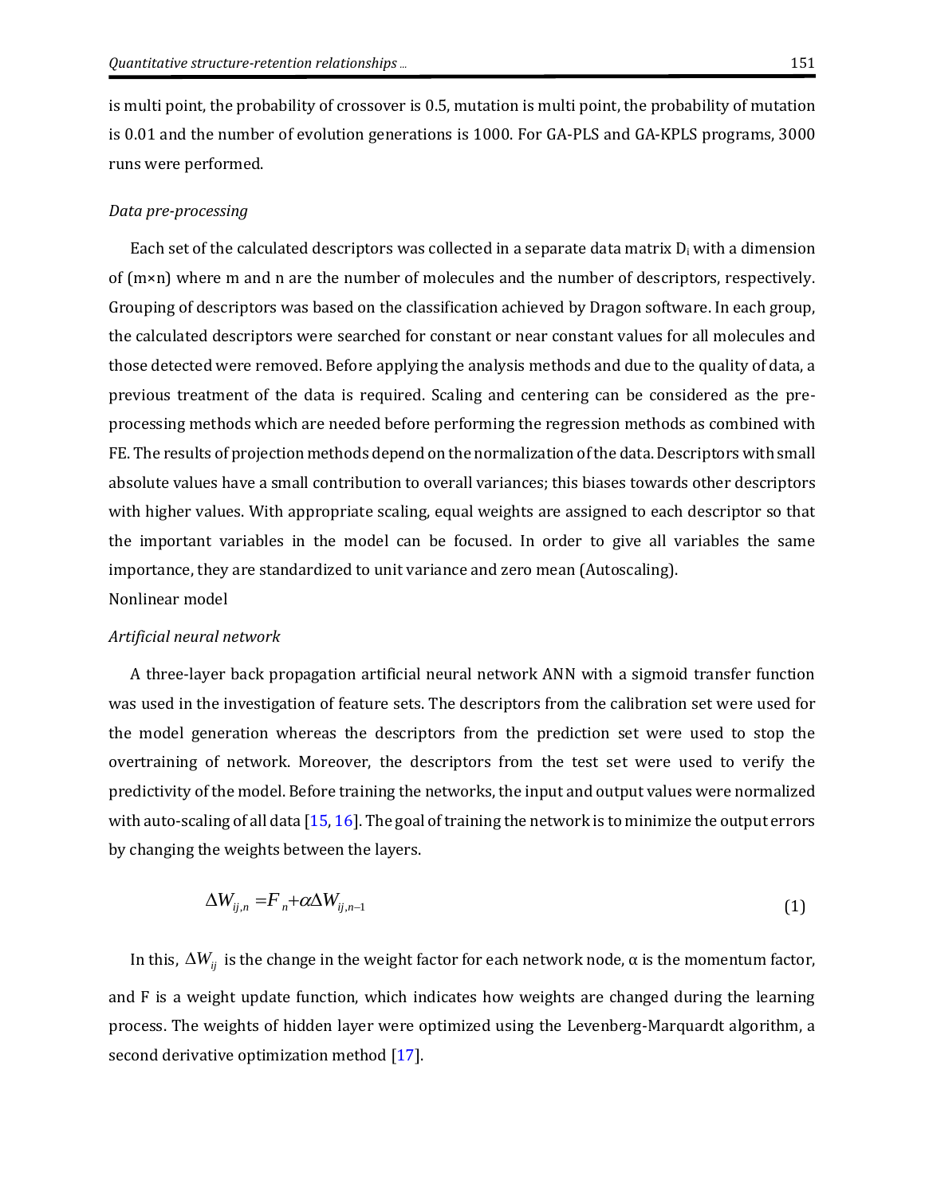is multi point, the probability of crossover is 0.5, mutation is multi point, the probability of mutation is 0.01 and the number of evolution generations is 1000. For GA-PLS and GA-KPLS programs, 3000 runs were performed.

*Data pre-processing*

Each set of the calculated descriptors was collected in a separate data matrix $D_i$ with a dimension of (m×n) where m and n are the number of molecules and the number of descriptors, respectively. Grouping of descriptors was based on the classification achieved by Dragon software. In each group, the calculated descriptors were searched for constant or near constant values for all molecules and those detected were removed. Before applying the analysis methods and due to the quality of data, a previous treatment of the data is required. Scaling and centering can be considered as the pre-processing methods which are needed before performing the regression methods as combined with FE. The results of projection methods depend on the normalization of the data. Descriptors with small absolute values have a small contribution to overall variances; this biases towards other descriptors with higher values. With appropriate scaling, equal weights are assigned to each descriptor so that the important variables in the model can be focused. In order to give all variables the same importance, they are standardized to unit variance and zero mean (Autoscaling).

Nonlinear model

*Artificial neural network*

A three-layer back propagation artificial neural network ANN with a sigmoid transfer function was used in the investigation of feature sets. The descriptors from the calibration set were used for the model generation whereas the descriptors from the prediction set were used to stop the overtraining of network. Moreover, the descriptors from the test set were used to verify the predictivity of the model. Before training the networks, the input and output values were normalized with auto-scaling of all data [15, 16]. The goal of training the network is to minimize the output errors by changing the weights between the layers.

$$\Delta W_{ij,n} = F_n + \alpha \Delta W_{ij,n-1} \tag{1}$$

In this, $\Delta W_{ij}$ is the change in the weight factor for each network node, α is the momentum factor, and F is a weight update function, which indicates how weights are changed during the learning process. The weights of hidden layer were optimized using the Levenberg-Marquardt algorithm, a second derivative optimization method [17].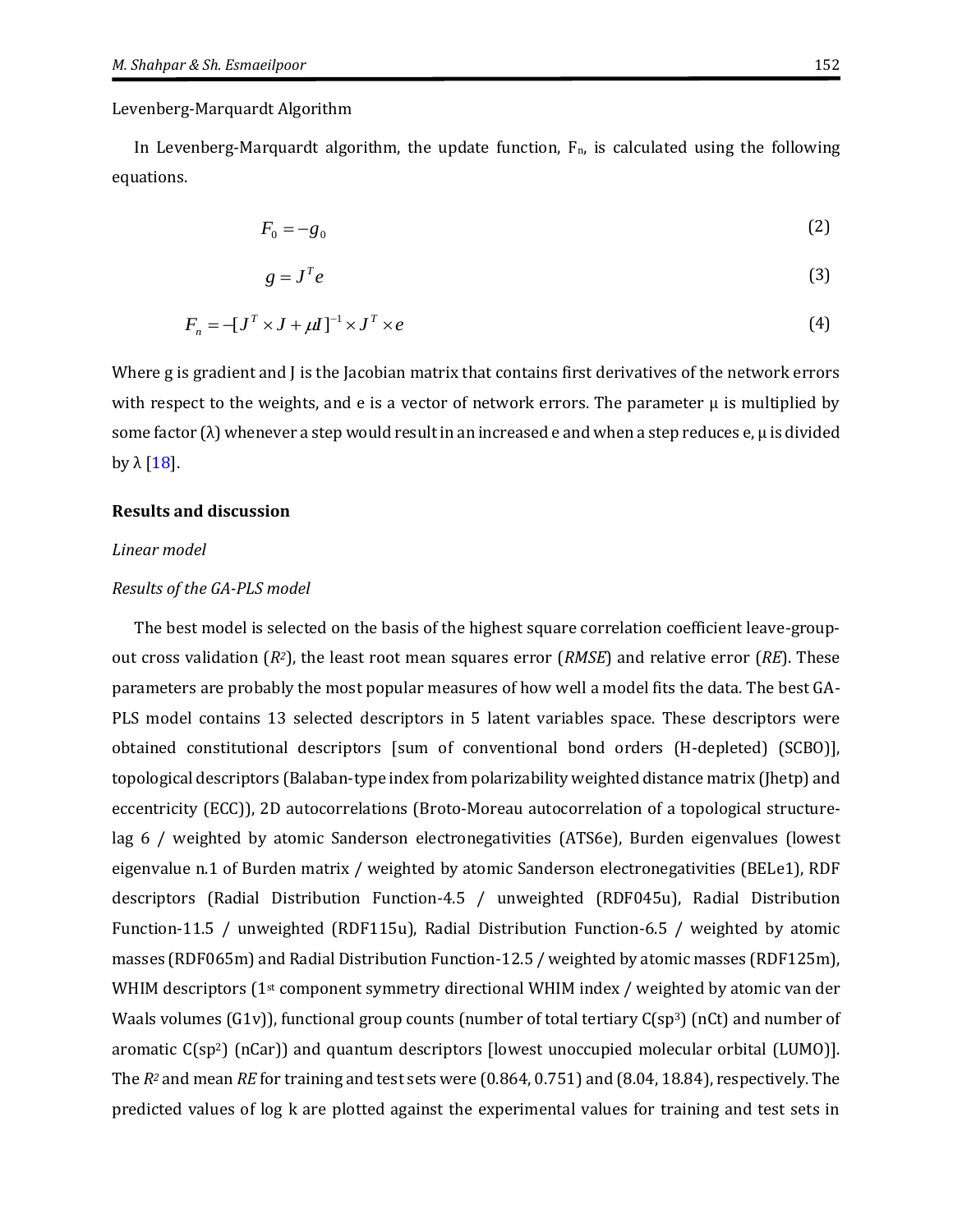Levenberg-Marquardt Algorithm

In Levenberg-Marquardt algorithm, the update function, $F_n$, is calculated using the following equations.

$$F_0 = -g_0 \tag{2}$$

$$g = J^T e \tag{3}$$

$$F_n = -[J^T \times J + \mu I]^{-1} \times J^T \times e \tag{4}$$

Where g is gradient and J is the Jacobian matrix that contains first derivatives of the network errors with respect to the weights, and e is a vector of network errors. The parameter μ is multiplied by some factor (λ) whenever a step would result in an increased e and when a step reduces e, μ is divided by λ [18].

## Results and discussion

### *Linear model*

### *Results of the GA-PLS model*

The best model is selected on the basis of the highest square correlation coefficient leave-group-out cross validation ($R^2$), the least root mean squares error (*RMSE*) and relative error (*RE*). These parameters are probably the most popular measures of how well a model fits the data. The best GA-PLS model contains 13 selected descriptors in 5 latent variables space. These descriptors were obtained constitutional descriptors [sum of conventional bond orders (H-depleted) (SCBO)], topological descriptors (Balaban-type index from polarizability weighted distance matrix (Jhetp) and eccentricity (ECC)), 2D autocorrelations (Broto-Moreau autocorrelation of a topological structure-lag 6 / weighted by atomic Sanderson electronegativities (ATS6e), Burden eigenvalues (lowest eigenvalue n.1 of Burden matrix / weighted by atomic Sanderson electronegativities (BELe1), RDF descriptors (Radial Distribution Function-4.5 / unweighted (RDF045u), Radial Distribution Function-11.5 / unweighted (RDF115u), Radial Distribution Function-6.5 / weighted by atomic masses (RDF065m) and Radial Distribution Function-12.5 / weighted by atomic masses (RDF125m), WHIM descriptors (1st component symmetry directional WHIM index / weighted by atomic van der Waals volumes (G1v)), functional group counts (number of total tertiary $C(sp^3)$ (nCt) and number of aromatic $C(sp^2)$ (nCar)) and quantum descriptors [lowest unoccupied molecular orbital (LUMO)]. The $R^2$ and mean *RE* for training and test sets were (0.864, 0.751) and (8.04, 18.84), respectively. The predicted values of log k are plotted against the experimental values for training and test sets in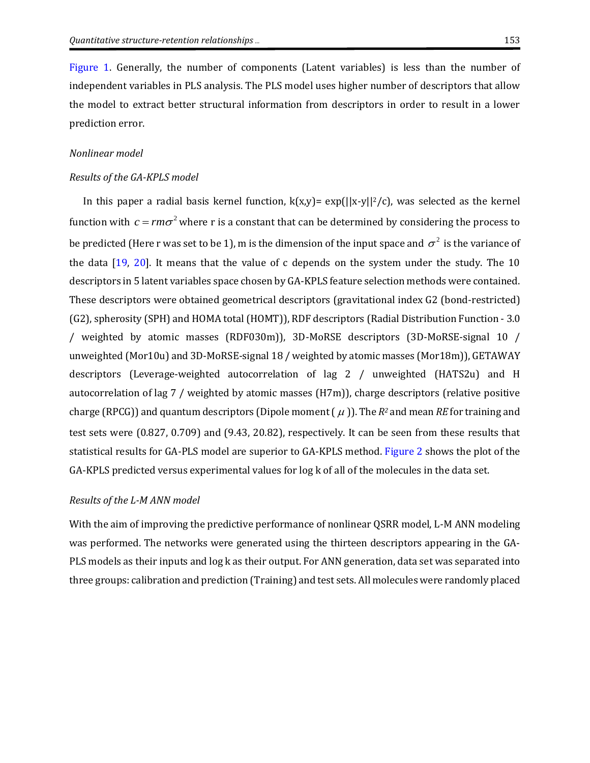Figure 1. Generally, the number of components (Latent variables) is less than the number of independent variables in PLS analysis. The PLS model uses higher number of descriptors that allow the model to extract better structural information from descriptors in order to result in a lower prediction error.

*Nonlinear model*

*Results of the GA-KPLS model*

In this paper a radial basis kernel function, k(x,y)= exp(||x-y||$^2$/c), was selected as the kernel function with $c = rm\sigma^2$ where r is a constant that can be determined by considering the process to be predicted (Here r was set to be 1), m is the dimension of the input space and $\sigma^2$ is the variance of the data [19, 20]. It means that the value of c depends on the system under the study. The 10 descriptors in 5 latent variables space chosen by GA-KPLS feature selection methods were contained. These descriptors were obtained geometrical descriptors (gravitational index G2 (bond-restricted) (G2), spherosity (SPH) and HOMA total (HOMT)), RDF descriptors (Radial Distribution Function - 3.0 / weighted by atomic masses (RDF030m)), 3D-MoRSE descriptors (3D-MoRSE-signal 10 / unweighted (Mor10u) and 3D-MoRSE-signal 18 / weighted by atomic masses (Mor18m)), GETAWAY descriptors (Leverage-weighted autocorrelation of lag 2 / unweighted (HATS2u) and H autocorrelation of lag 7 / weighted by atomic masses (H7m)), charge descriptors (relative positive charge (RPCG)) and quantum descriptors (Dipole moment ( $\mu$ )). The $R^2$ and mean *RE* for training and test sets were (0.827, 0.709) and (9.43, 20.82), respectively. It can be seen from these results that statistical results for GA-PLS model are superior to GA-KPLS method. Figure 2 shows the plot of the GA-KPLS predicted versus experimental values for log k of all of the molecules in the data set.

*Results of the L-M ANN model*

With the aim of improving the predictive performance of nonlinear QSRR model, L-M ANN modeling was performed. The networks were generated using the thirteen descriptors appearing in the GA-PLS models as their inputs and log k as their output. For ANN generation, data set was separated into three groups: calibration and prediction (Training) and test sets. All molecules were randomly placed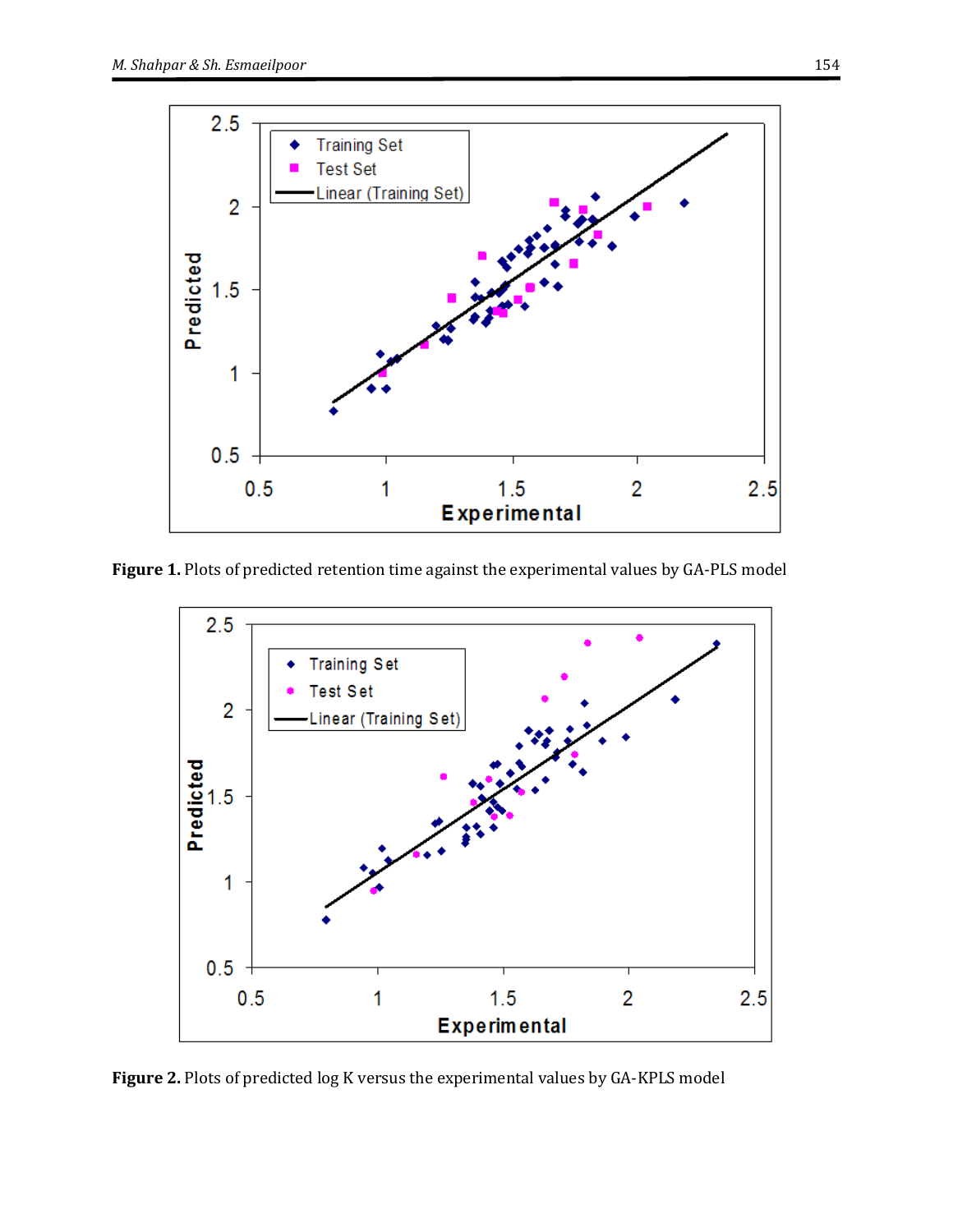**Figure 1.** Plots of predicted retention time against the experimental values by GA-PLS model

**Figure 2.** Plots of predicted log K versus the experimental values by GA-KPLS model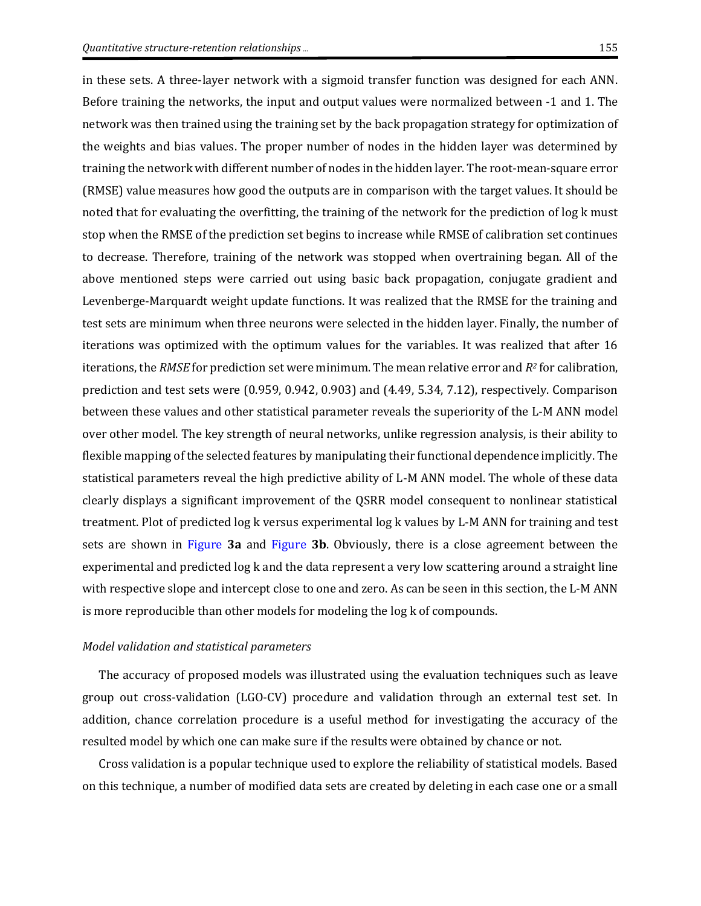in these sets. A three-layer network with a sigmoid transfer function was designed for each ANN. Before training the networks, the input and output values were normalized between -1 and 1. The network was then trained using the training set by the back propagation strategy for optimization of the weights and bias values. The proper number of nodes in the hidden layer was determined by training the network with different number of nodes in the hidden layer. The root-mean-square error (RMSE) value measures how good the outputs are in comparison with the target values. It should be noted that for evaluating the overfitting, the training of the network for the prediction of log k must stop when the RMSE of the prediction set begins to increase while RMSE of calibration set continues to decrease. Therefore, training of the network was stopped when overtraining began. All of the above mentioned steps were carried out using basic back propagation, conjugate gradient and Levenberge-Marquardt weight update functions. It was realized that the RMSE for the training and test sets are minimum when three neurons were selected in the hidden layer. Finally, the number of iterations was optimized with the optimum values for the variables. It was realized that after 16 iterations, the *RMSE* for prediction set were minimum. The mean relative error and $R^2$ for calibration, prediction and test sets were (0.959, 0.942, 0.903) and (4.49, 5.34, 7.12), respectively. Comparison between these values and other statistical parameter reveals the superiority of the L-M ANN model over other model. The key strength of neural networks, unlike regression analysis, is their ability to flexible mapping of the selected features by manipulating their functional dependence implicitly. The statistical parameters reveal the high predictive ability of L-M ANN model. The whole of these data clearly displays a significant improvement of the QSRR model consequent to nonlinear statistical treatment. Plot of predicted log k versus experimental log k values by L-M ANN for training and test sets are shown in Figure **3a** and Figure **3b**. Obviously, there is a close agreement between the experimental and predicted log k and the data represent a very low scattering around a straight line with respective slope and intercept close to one and zero. As can be seen in this section, the L-M ANN is more reproducible than other models for modeling the log k of compounds.

*Model validation and statistical parameters*

The accuracy of proposed models was illustrated using the evaluation techniques such as leave group out cross-validation (LGO-CV) procedure and validation through an external test set. In addition, chance correlation procedure is a useful method for investigating the accuracy of the resulted model by which one can make sure if the results were obtained by chance or not.

Cross validation is a popular technique used to explore the reliability of statistical models. Based on this technique, a number of modified data sets are created by deleting in each case one or a small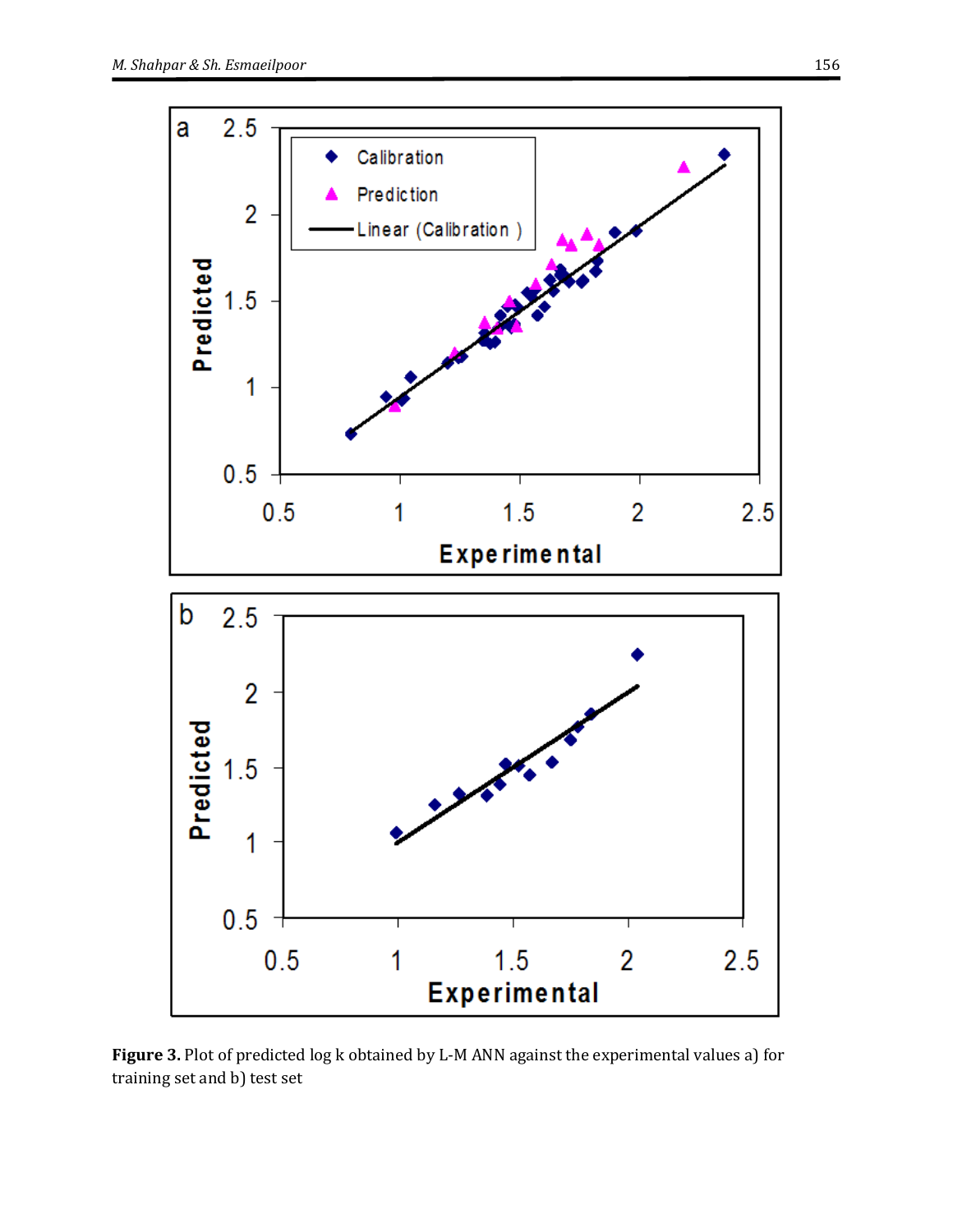**Figure 3.** Plot of predicted log k obtained by L-M ANN against the experimental values a) for training set and b) test set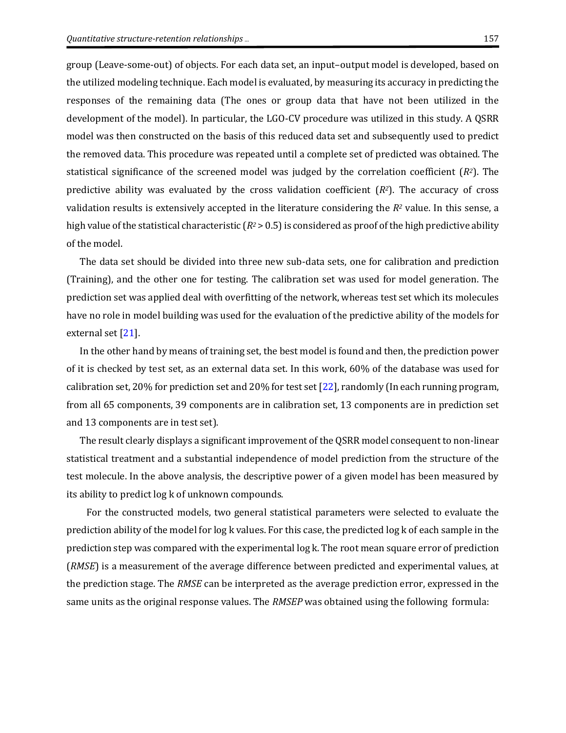group (Leave-some-out) of objects. For each data set, an input–output model is developed, based on the utilized modeling technique. Each model is evaluated, by measuring its accuracy in predicting the responses of the remaining data (The ones or group data that have not been utilized in the development of the model). In particular, the LGO-CV procedure was utilized in this study. A QSRR model was then constructed on the basis of this reduced data set and subsequently used to predict the removed data. This procedure was repeated until a complete set of predicted was obtained. The statistical significance of the screened model was judged by the correlation coefficient ($R^2$). The predictive ability was evaluated by the cross validation coefficient ($R^2$). The accuracy of cross validation results is extensively accepted in the literature considering the $R^2$ value. In this sense, a high value of the statistical characteristic ($R^2 > 0.5$) is considered as proof of the high predictive ability of the model.

The data set should be divided into three new sub-data sets, one for calibration and prediction (Training), and the other one for testing. The calibration set was used for model generation. The prediction set was applied deal with overfitting of the network, whereas test set which its molecules have no role in model building was used for the evaluation of the predictive ability of the models for external set [21].

In the other hand by means of training set, the best model is found and then, the prediction power of it is checked by test set, as an external data set. In this work, 60% of the database was used for calibration set, 20% for prediction set and 20% for test set [22], randomly (In each running program, from all 65 components, 39 components are in calibration set, 13 components are in prediction set and 13 components are in test set).

The result clearly displays a significant improvement of the QSRR model consequent to non-linear statistical treatment and a substantial independence of model prediction from the structure of the test molecule. In the above analysis, the descriptive power of a given model has been measured by its ability to predict log k of unknown compounds.

For the constructed models, two general statistical parameters were selected to evaluate the prediction ability of the model for log k values. For this case, the predicted log k of each sample in the prediction step was compared with the experimental log k. The root mean square error of prediction (*RMSE*) is a measurement of the average difference between predicted and experimental values, at the prediction stage. The *RMSE* can be interpreted as the average prediction error, expressed in the same units as the original response values. The *RMSEP* was obtained using the following formula: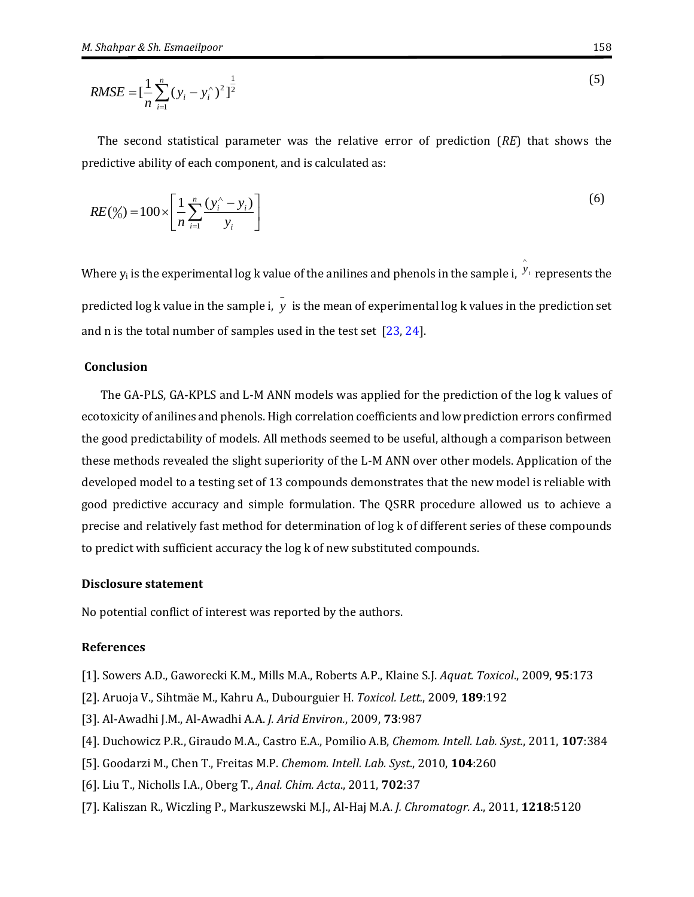$$RMSE = [\frac{1}{n}\sum_{i=1}^{n}(y_i - y_i^{\wedge})^2]^{\frac{1}{2}} \tag{5}$$

The second statistical parameter was the relative error of prediction (*RE*) that shows the predictive ability of each component, and is calculated as:

$$RE(\%) = 100 \times \left[\frac{1}{n}\sum_{i=1}^{n}\frac{(y_i^{\wedge} - y_i)}{y_i}\right] \tag{6}$$

Where $y_i$ is the experimental log k value of the anilines and phenols in the sample i, $\hat{y}_i$ represents the predicted log k value in the sample i, $\bar{y}$ is the mean of experimental log k values in the prediction set and n is the total number of samples used in the test set [23, 24].

## Conclusion

The GA-PLS, GA-KPLS and L-M ANN models was applied for the prediction of the log k values of ecotoxicity of anilines and phenols. High correlation coefficients and low prediction errors confirmed the good predictability of models. All methods seemed to be useful, although a comparison between these methods revealed the slight superiority of the L-M ANN over other models. Application of the developed model to a testing set of 13 compounds demonstrates that the new model is reliable with good predictive accuracy and simple formulation. The QSRR procedure allowed us to achieve a precise and relatively fast method for determination of log k of different series of these compounds to predict with sufficient accuracy the log k of new substituted compounds.

### Disclosure statement

No potential conflict of interest was reported by the authors.

### References

[1]. Sowers A.D., Gaworecki K.M., Mills M.A., Roberts A.P., Klaine S.J. *Aquat. Toxicol*., 2009, **95**:173

[2]. Aruoja V., Sihtmäe M., Kahru A., Dubourguier H. *Toxicol. Lett*., 2009, **189**:192

[3]. Al-Awadhi J.M., Al-Awadhi A.A. *J. Arid Environ*., 2009, **73**:987

[4]. Duchowicz P.R., Giraudo M.A., Castro E.A., Pomilio A.B, *Chemom. Intell. Lab. Syst*., 2011, **107**:384

[5]. Goodarzi M., Chen T., Freitas M.P. *Chemom. Intell. Lab. Syst*., 2010, **104**:260

[6]. Liu T., Nicholls I.A., Oberg T., *Anal. Chim. Acta*., 2011, **702**:37

[7]. Kaliszan R., Wiczling P., Markuszewski M.J., Al-Haj M.A. *J. Chromatogr. A*., 2011, **1218**:5120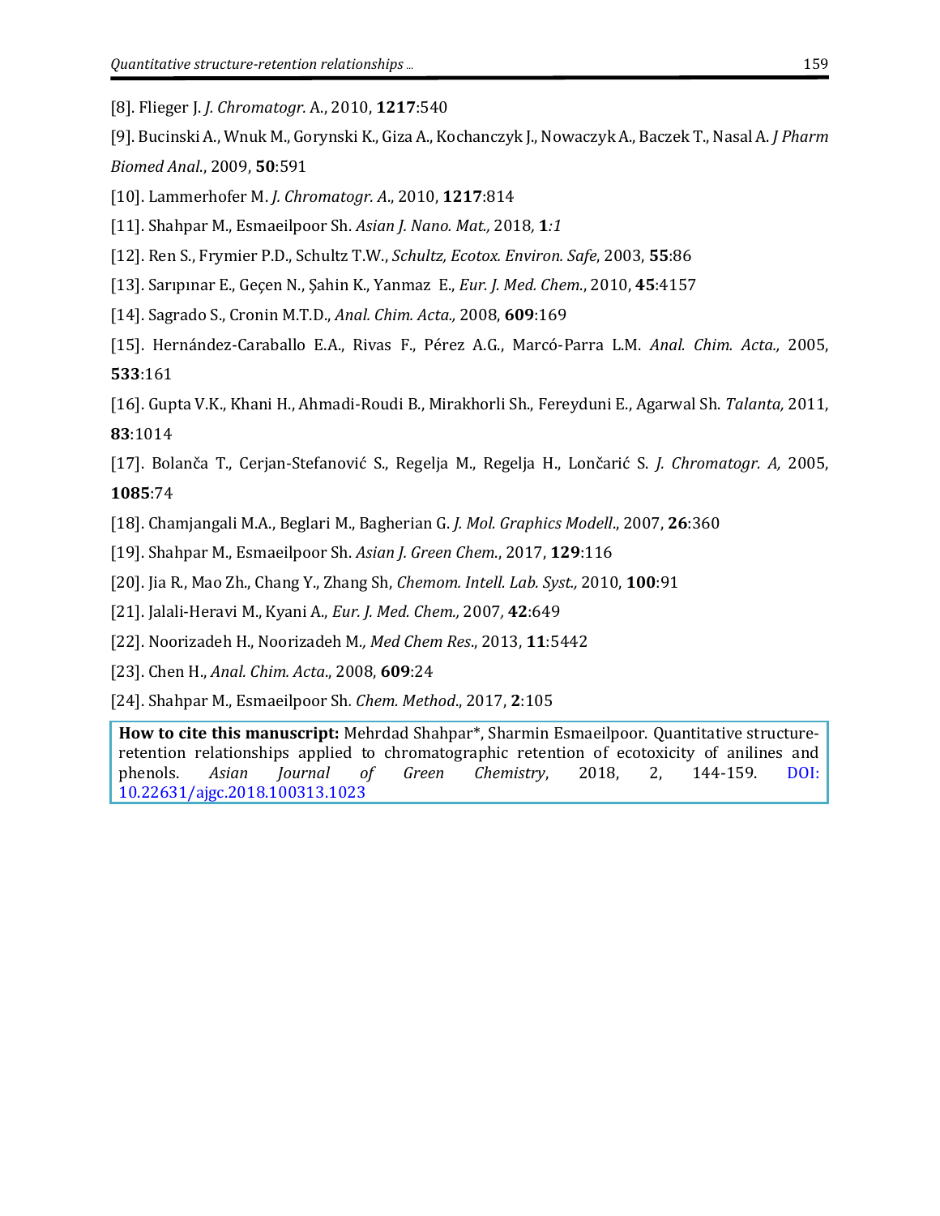[8]. Flieger J. *J. Chromatogr.* A., 2010, **1217**:540

[9]. Bucinski A., Wnuk M., Gorynski K., Giza A., Kochanczyk J., Nowaczyk A., Baczek T., Nasal A. *J Pharm Biomed Anal.*, 2009, **50**:591

[10]. Lammerhofer M. *J. Chromatogr. A*., 2010, **1217**:814

[11]. Shahpar M., Esmaeilpoor Sh. *Asian J. Nano. Mat.,* 2018*,* **1***:1*

[12]. Ren S., Frymier P.D., Schultz T.W., *Schultz, Ecotox. Environ. Safe*, 2003, **55**:86

[13]. Sarıpınar E., Geçen N., Şahin K., Yanmaz E., *Eur. J. Med. Chem.*, 2010, **45**:4157

[14]. Sagrado S., Cronin M.T.D., *Anal. Chim. Acta.,* 2008, **609**:169

[15]. Hernández-Caraballo E.A., Rivas F., Pérez A.G., Marcó-Parra L.M. *Anal. Chim. Acta.,* 2005, **533**:161

[16]. Gupta V.K., Khani H., Ahmadi-Roudi B., Mirakhorli Sh., Fereyduni E., Agarwal Sh. *Talanta,* 2011, **83**:1014

[17]. Bolanča T., Cerjan-Stefanović S., Regelja M., Regelja H., Lončarić S. *J. Chromatogr. A,* 2005, **1085**:74

[18]. Chamjangali M.A., Beglari M., Bagherian G. *J. Mol. Graphics Modell*., 2007, **26**:360

[19]. Shahpar M., Esmaeilpoor Sh. *Asian J. Green Chem.*, 2017, **129**:116

[20]. Jia R., Mao Zh., Chang Y., Zhang Sh, *Chemom. Intell. Lab. Syst.,* 2010, **100**:91

[21]. Jalali-Heravi M., Kyani A., *Eur. J. Med. Chem.,* 2007*,* **42**:649

[22]. Noorizadeh H., Noorizadeh M*., Med Chem Res*., 2013, **11**:5442

[23]. Chen H., *Anal. Chim. Acta*., 2008, **609**:24

[24]. Shahpar M., Esmaeilpoor Sh*. Chem. Method*., 2017, **2**:105

**How to cite this manuscript:** Mehrdad Shahpar*, Sharmin Esmaeilpoor. Quantitative structure-retention relationships applied to chromatographic retention of ecotoxicity of anilines and phenols. *Asian Journal of Green Chemistry*, 2018, 2, 144-159. DOI: 10.22631/ajgc.2018.100313.1023